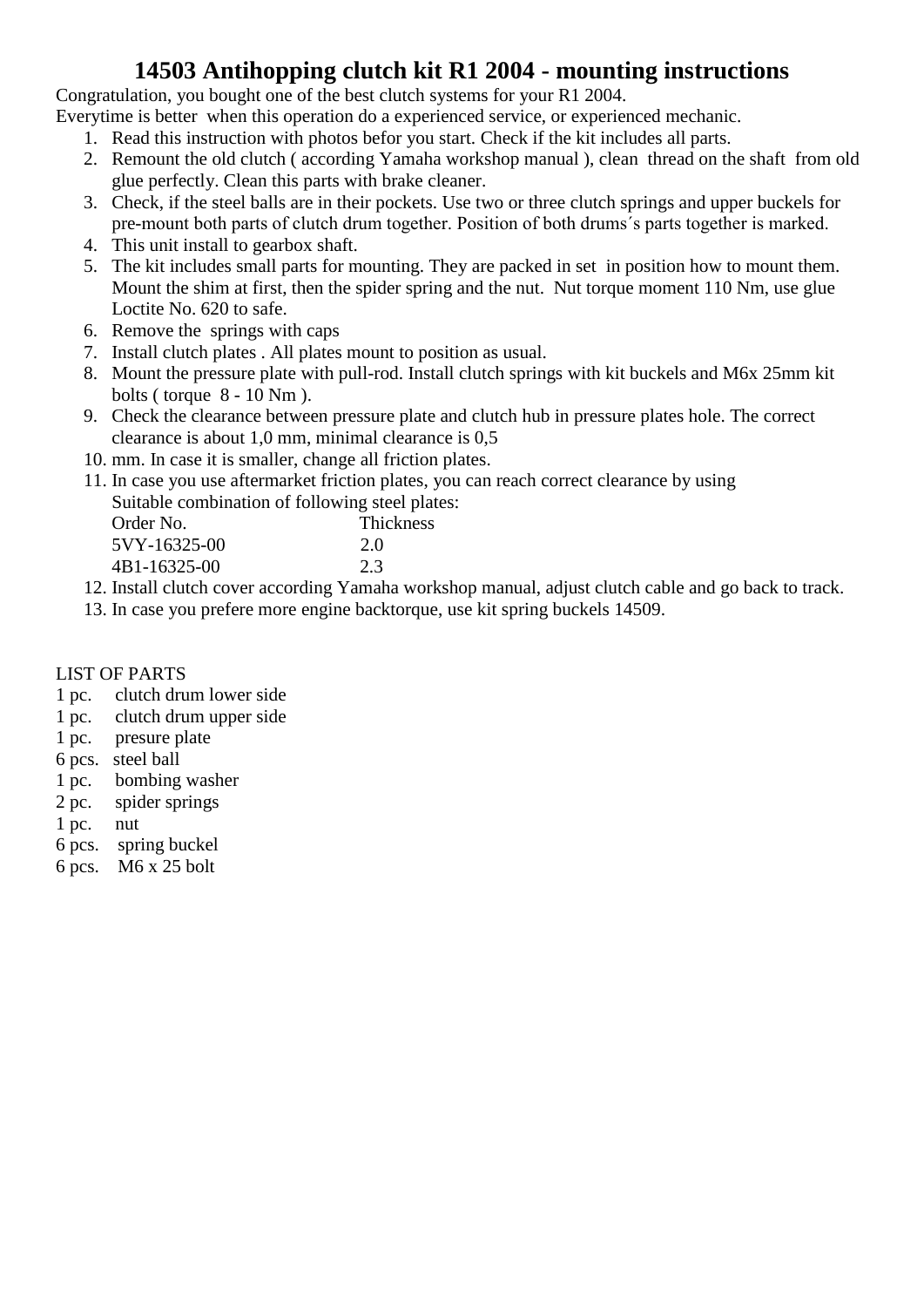# 14503 Antihopping clutch kit R1 2004 - mounting instructions

Congratulation, you bought one of the best clutch systems for your R1 2004.
Everytime is better when this operation do a experienced service, or experienced mechanic.

1. Read this instruction with photos befor you start. Check if the kit includes all parts.
2. Remount the old clutch ( according Yamaha workshop manual ), clean thread on the shaft from old glue perfectly. Clean this parts with brake cleaner.
3. Check, if the steel balls are in their pockets. Use two or three clutch springs and upper buckels for pre-mount both parts of clutch drum together. Position of both drums´s parts together is marked.
4. This unit install to gearbox shaft.
5. The kit includes small parts for mounting. They are packed in set in position how to mount them. Mount the shim at first, then the spider spring and the nut. Nut torque moment 110 Nm, use glue Loctite No. 620 to safe.
6. Remove the springs with caps
7. Install clutch plates . All plates mount to position as usual.
8. Mount the pressure plate with pull-rod. Install clutch springs with kit buckels and M6x 25mm kit bolts ( torque 8 - 10 Nm ).
9. Check the clearance between pressure plate and clutch hub in pressure plates hole. The correct clearance is about 1,0 mm, minimal clearance is 0,5
10. mm. In case it is smaller, change all friction plates.
11. In case you use aftermarket friction plates, you can reach correct clearance by using Suitable combination of following steel plates:

| Order No. | Thickness |
|---|---|
| 5VY-16325-00 | 2.0 |
| 4B1-16325-00 | 2.3 |

12. Install clutch cover according Yamaha workshop manual, adjust clutch cable and go back to track.
13. In case you prefere more engine backtorque, use kit spring buckels 14509.

LIST OF PARTS

1 pc. clutch drum lower side
1 pc. clutch drum upper side
1 pc. presure plate
6 pcs. steel ball
1 pc. bombing washer
2 pc. spider springs
1 pc. nut
6 pcs. spring buckel
6 pcs. M6 x 25 bolt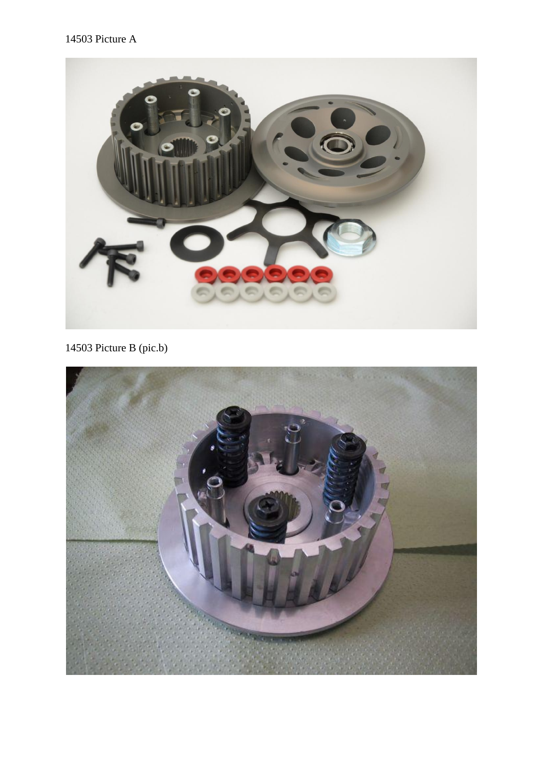14503 Picture A

14503 Picture B (pic.b)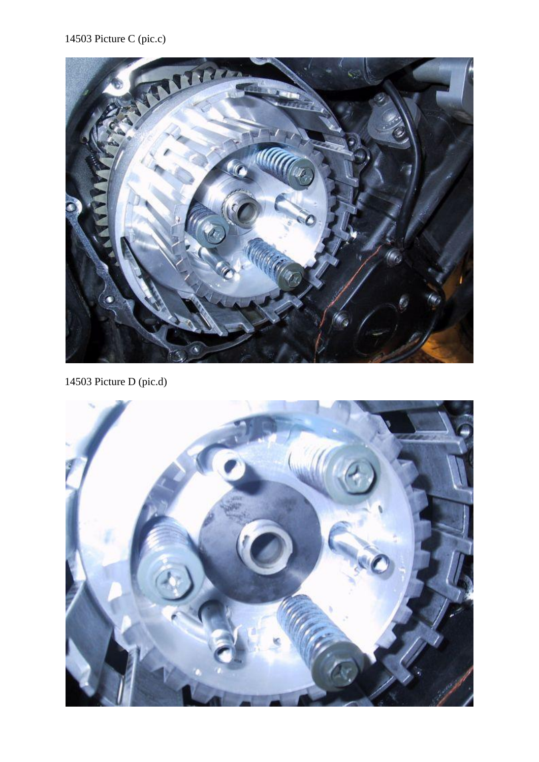14503 Picture C (pic.c)

14503 Picture D (pic.d)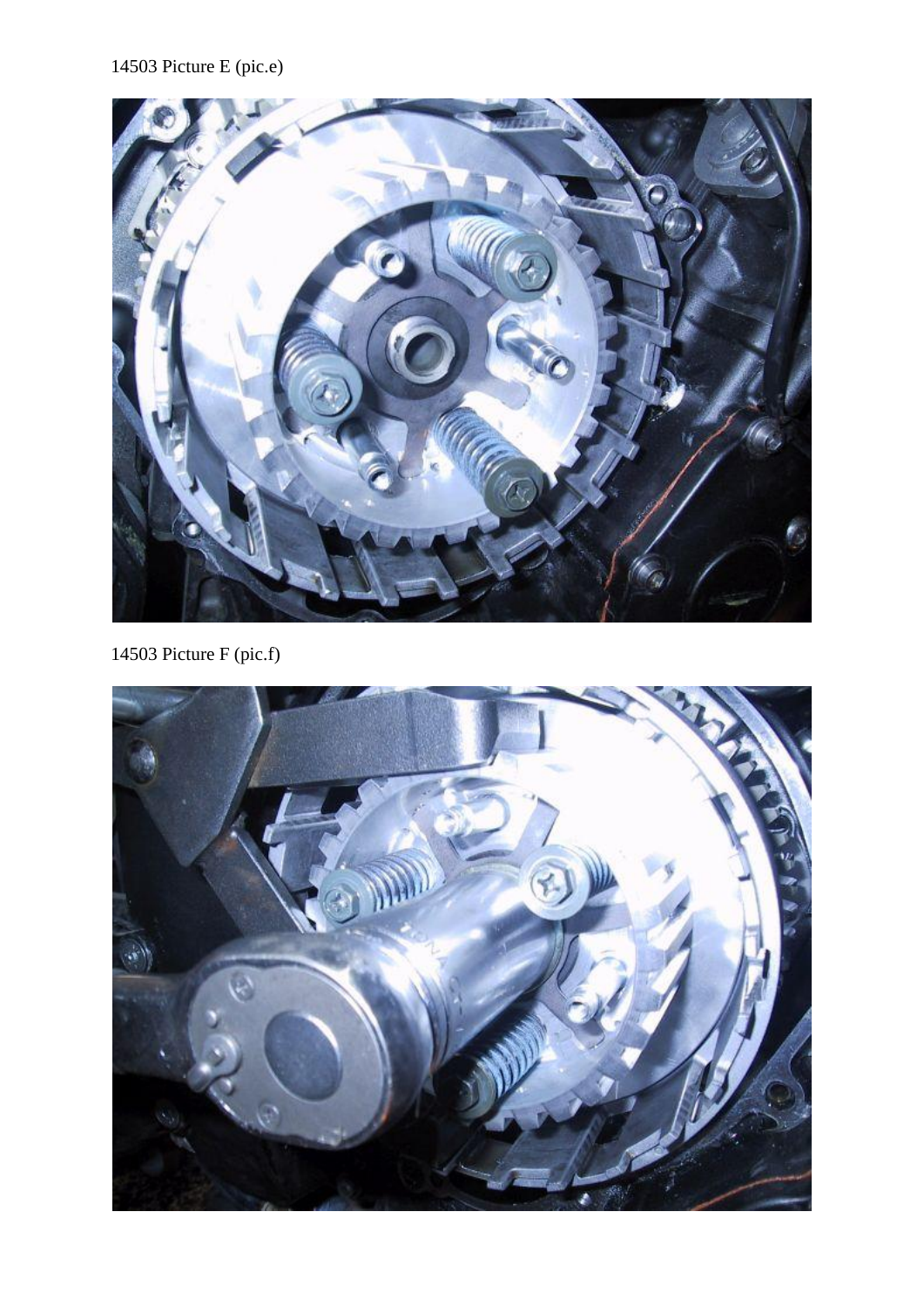14503 Picture E (pic.e)

14503 Picture F (pic.f)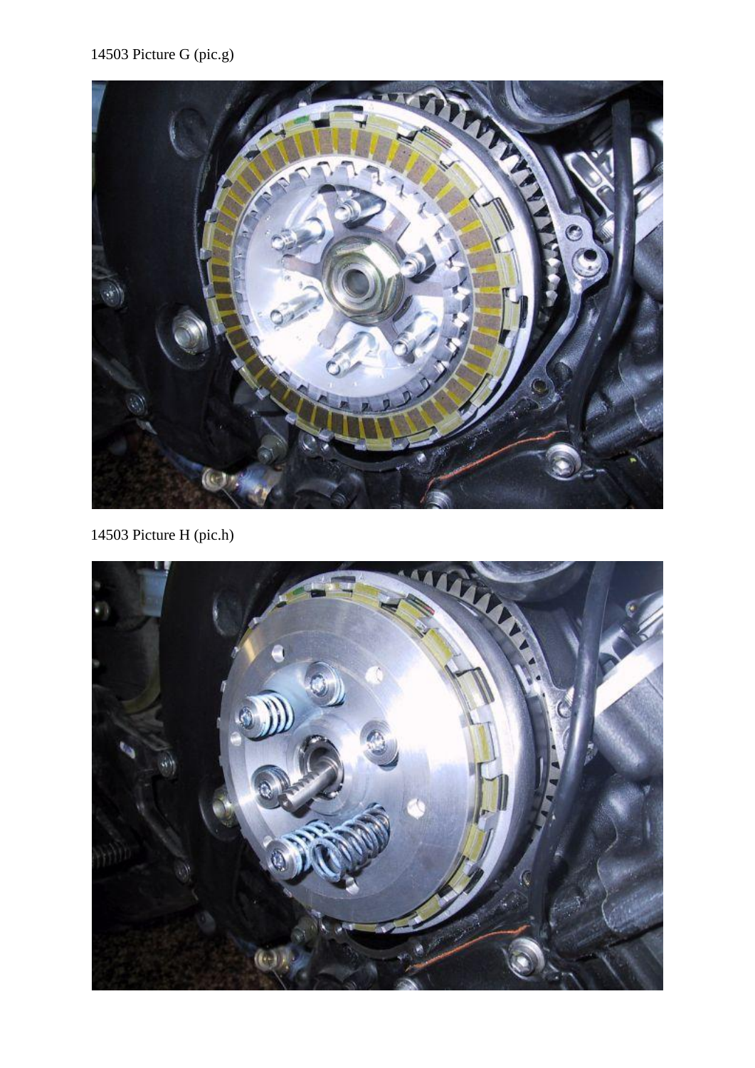14503 Picture G (pic.g)

14503 Picture H (pic.h)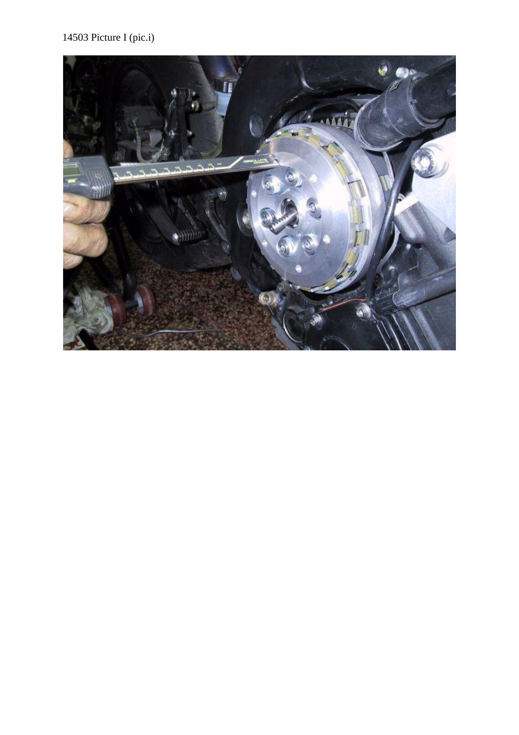14503 Picture I (pic.i)